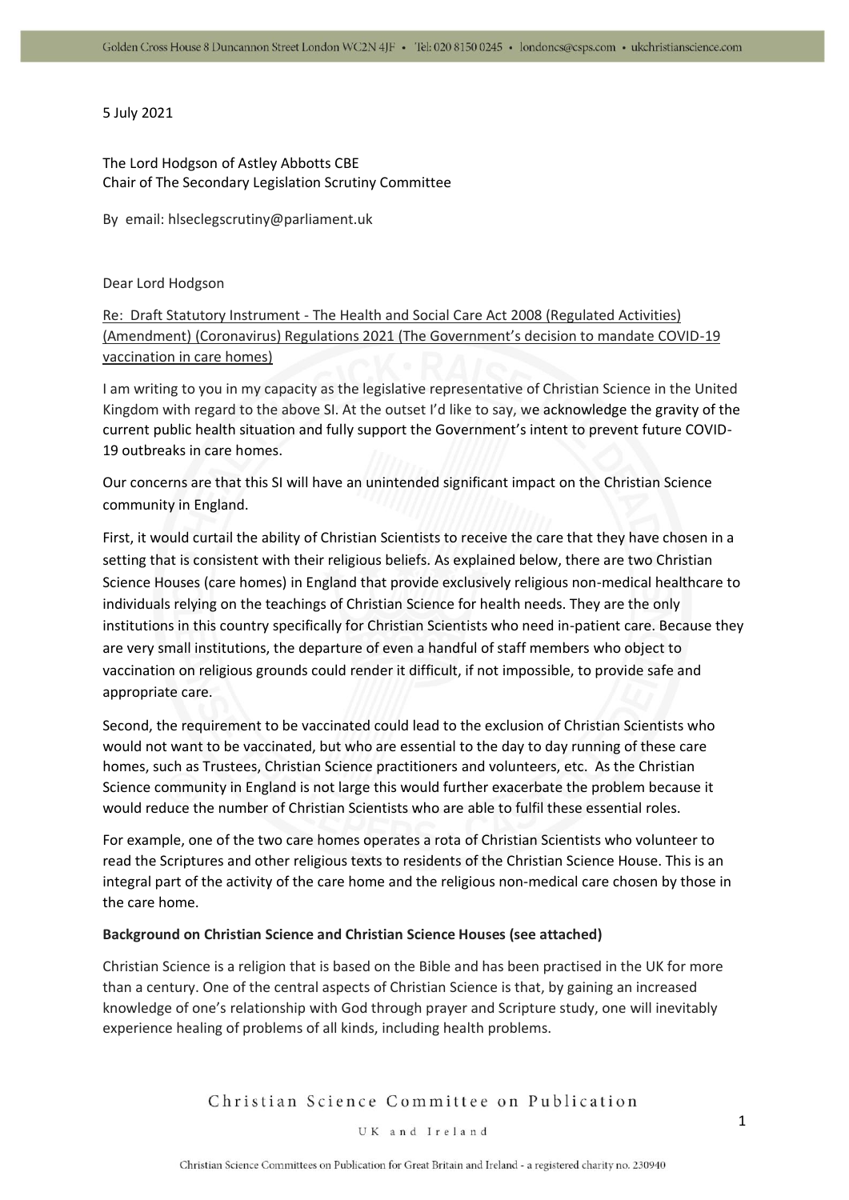5 July 2021

The Lord Hodgson of Astley Abbotts CBE
Chair of The Secondary Legislation Scrutiny Committee

By email: hlseclegscrutiny@parliament.uk

Dear Lord Hodgson

Re: Draft Statutory Instrument - The Health and Social Care Act 2008 (Regulated Activities) (Amendment) (Coronavirus) Regulations 2021 (The Government's decision to mandate COVID-19 vaccination in care homes)

I am writing to you in my capacity as the legislative representative of Christian Science in the United Kingdom with regard to the above SI. At the outset I'd like to say, we acknowledge the gravity of the current public health situation and fully support the Government's intent to prevent future COVID-19 outbreaks in care homes.

Our concerns are that this SI will have an unintended significant impact on the Christian Science community in England.

First, it would curtail the ability of Christian Scientists to receive the care that they have chosen in a setting that is consistent with their religious beliefs. As explained below, there are two Christian Science Houses (care homes) in England that provide exclusively religious non-medical healthcare to individuals relying on the teachings of Christian Science for health needs. They are the only institutions in this country specifically for Christian Scientists who need in-patient care. Because they are very small institutions, the departure of even a handful of staff members who object to vaccination on religious grounds could render it difficult, if not impossible, to provide safe and appropriate care.

Second, the requirement to be vaccinated could lead to the exclusion of Christian Scientists who would not want to be vaccinated, but who are essential to the day to day running of these care homes, such as Trustees, Christian Science practitioners and volunteers, etc. As the Christian Science community in England is not large this would further exacerbate the problem because it would reduce the number of Christian Scientists who are able to fulfil these essential roles.

For example, one of the two care homes operates a rota of Christian Scientists who volunteer to read the Scriptures and other religious texts to residents of the Christian Science House. This is an integral part of the activity of the care home and the religious non-medical care chosen by those in the care home.

**Background on Christian Science and Christian Science Houses (see attached)**

Christian Science is a religion that is based on the Bible and has been practised in the UK for more than a century. One of the central aspects of Christian Science is that, by gaining an increased knowledge of one's relationship with God through prayer and Scripture study, one will inevitably experience healing of problems of all kinds, including health problems.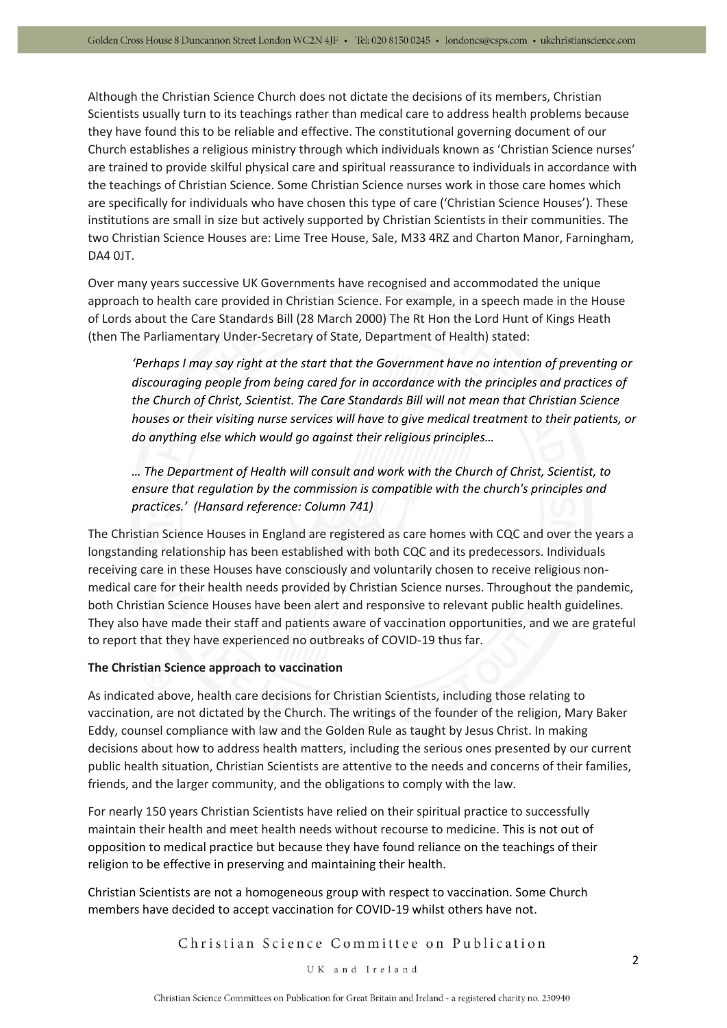Although the Christian Science Church does not dictate the decisions of its members, Christian Scientists usually turn to its teachings rather than medical care to address health problems because they have found this to be reliable and effective. The constitutional governing document of our Church establishes a religious ministry through which individuals known as 'Christian Science nurses' are trained to provide skilful physical care and spiritual reassurance to individuals in accordance with the teachings of Christian Science. Some Christian Science nurses work in those care homes which are specifically for individuals who have chosen this type of care ('Christian Science Houses'). These institutions are small in size but actively supported by Christian Scientists in their communities. The two Christian Science Houses are: Lime Tree House, Sale, M33 4RZ and Charton Manor, Farningham, DA4 0JT.

Over many years successive UK Governments have recognised and accommodated the unique approach to health care provided in Christian Science. For example, in a speech made in the House of Lords about the Care Standards Bill (28 March 2000) The Rt Hon the Lord Hunt of Kings Heath (then The Parliamentary Under-Secretary of State, Department of Health) stated:

> *'Perhaps I may say right at the start that the Government have no intention of preventing or discouraging people from being cared for in accordance with the principles and practices of the Church of Christ, Scientist. The Care Standards Bill will not mean that Christian Science houses or their visiting nurse services will have to give medical treatment to their patients, or do anything else which would go against their religious principles…*
>
> *… The Department of Health will consult and work with the Church of Christ, Scientist, to ensure that regulation by the commission is compatible with the church's principles and practices.' (Hansard reference: Column 741)*

The Christian Science Houses in England are registered as care homes with CQC and over the years a longstanding relationship has been established with both CQC and its predecessors. Individuals receiving care in these Houses have consciously and voluntarily chosen to receive religious non-medical care for their health needs provided by Christian Science nurses. Throughout the pandemic, both Christian Science Houses have been alert and responsive to relevant public health guidelines. They also have made their staff and patients aware of vaccination opportunities, and we are grateful to report that they have experienced no outbreaks of COVID-19 thus far.

**The Christian Science approach to vaccination**

As indicated above, health care decisions for Christian Scientists, including those relating to vaccination, are not dictated by the Church. The writings of the founder of the religion, Mary Baker Eddy, counsel compliance with law and the Golden Rule as taught by Jesus Christ. In making decisions about how to address health matters, including the serious ones presented by our current public health situation, Christian Scientists are attentive to the needs and concerns of their families, friends, and the larger community, and the obligations to comply with the law.

For nearly 150 years Christian Scientists have relied on their spiritual practice to successfully maintain their health and meet health needs without recourse to medicine. This is not out of opposition to medical practice but because they have found reliance on the teachings of their religion to be effective in preserving and maintaining their health.

Christian Scientists are not a homogeneous group with respect to vaccination. Some Church members have decided to accept vaccination for COVID-19 whilst others have not.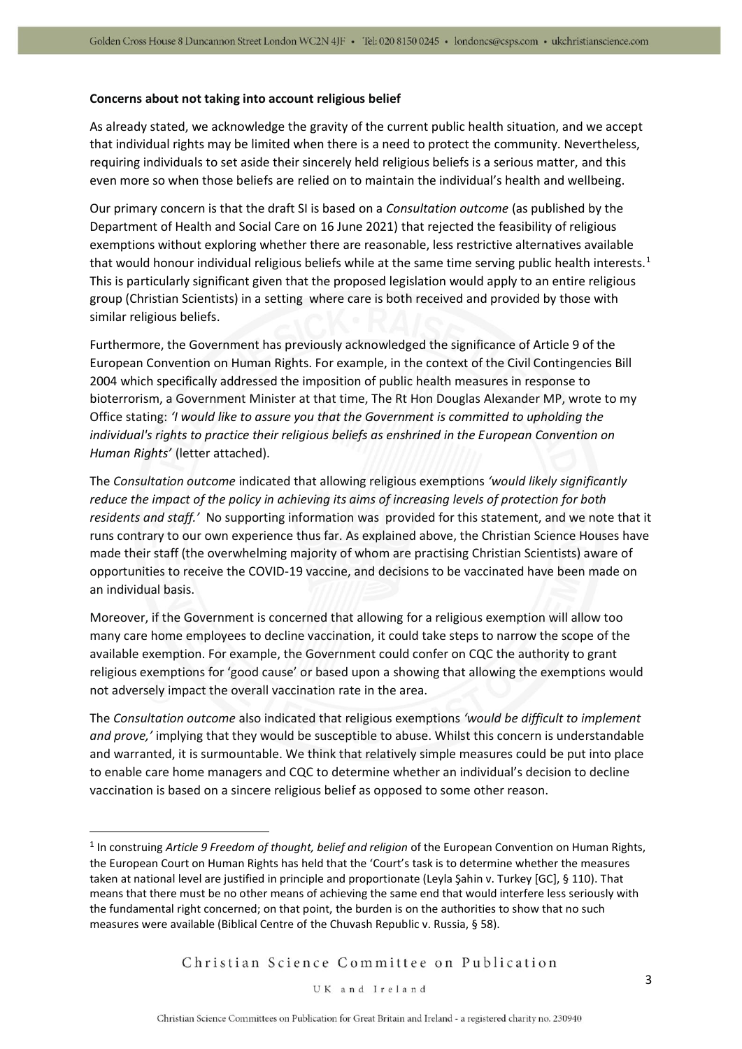**Concerns about not taking into account religious belief**

As already stated, we acknowledge the gravity of the current public health situation, and we accept that individual rights may be limited when there is a need to protect the community. Nevertheless, requiring individuals to set aside their sincerely held religious beliefs is a serious matter, and this even more so when those beliefs are relied on to maintain the individual's health and wellbeing.

Our primary concern is that the draft SI is based on a *Consultation outcome* (as published by the Department of Health and Social Care on 16 June 2021) that rejected the feasibility of religious exemptions without exploring whether there are reasonable, less restrictive alternatives available that would honour individual religious beliefs while at the same time serving public health interests.[1] This is particularly significant given that the proposed legislation would apply to an entire religious group (Christian Scientists) in a setting where care is both received and provided by those with similar religious beliefs.

Furthermore, the Government has previously acknowledged the significance of Article 9 of the European Convention on Human Rights. For example, in the context of the Civil Contingencies Bill 2004 which specifically addressed the imposition of public health measures in response to bioterrorism, a Government Minister at that time, The Rt Hon Douglas Alexander MP, wrote to my Office stating: *'I would like to assure you that the Government is committed to upholding the individual's rights to practice their religious beliefs as enshrined in the European Convention on Human Rights'* (letter attached).

The *Consultation outcome* indicated that allowing religious exemptions *'would likely significantly reduce the impact of the policy in achieving its aims of increasing levels of protection for both residents and staff.'* No supporting information was provided for this statement, and we note that it runs contrary to our own experience thus far. As explained above, the Christian Science Houses have made their staff (the overwhelming majority of whom are practising Christian Scientists) aware of opportunities to receive the COVID-19 vaccine, and decisions to be vaccinated have been made on an individual basis.

Moreover, if the Government is concerned that allowing for a religious exemption will allow too many care home employees to decline vaccination, it could take steps to narrow the scope of the available exemption. For example, the Government could confer on CQC the authority to grant religious exemptions for 'good cause' or based upon a showing that allowing the exemptions would not adversely impact the overall vaccination rate in the area.

The *Consultation outcome* also indicated that religious exemptions *'would be difficult to implement and prove,'* implying that they would be susceptible to abuse. Whilst this concern is understandable and warranted, it is surmountable. We think that relatively simple measures could be put into place to enable care home managers and CQC to determine whether an individual's decision to decline vaccination is based on a sincere religious belief as opposed to some other reason.

---

[1] In construing *Article 9 Freedom of thought, belief and religion* of the European Convention on Human Rights, the European Court on Human Rights has held that the 'Court's task is to determine whether the measures taken at national level are justified in principle and proportionate (Leyla Şahin v. Turkey [GC], § 110). That means that there must be no other means of achieving the same end that would interfere less seriously with the fundamental right concerned; on that point, the burden is on the authorities to show that no such measures were available (Biblical Centre of the Chuvash Republic v. Russia, § 58).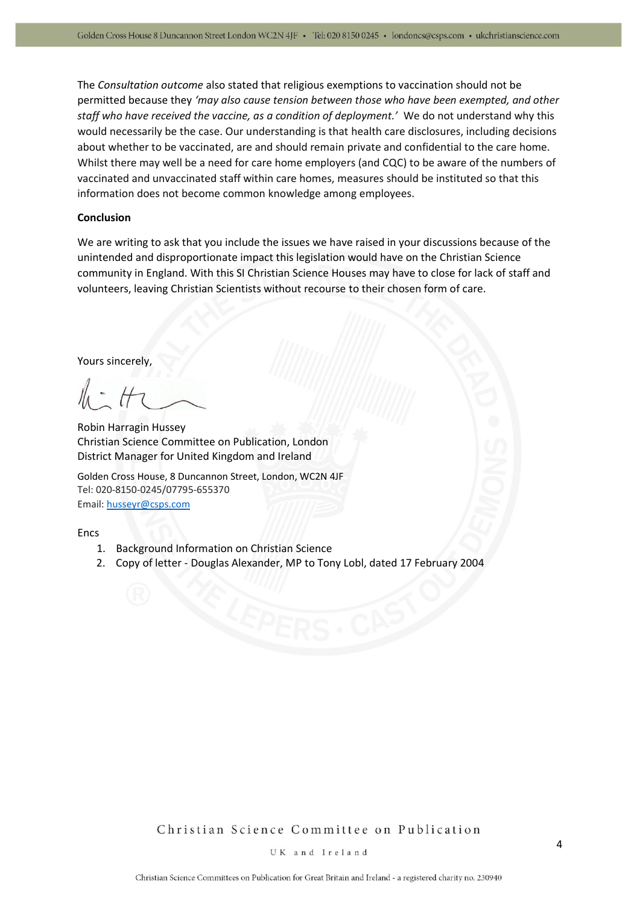The *Consultation outcome* also stated that religious exemptions to vaccination should not be permitted because they *'may also cause tension between those who have been exempted, and other staff who have received the vaccine, as a condition of deployment.'* We do not understand why this would necessarily be the case. Our understanding is that health care disclosures, including decisions about whether to be vaccinated, are and should remain private and confidential to the care home. Whilst there may well be a need for care home employers (and CQC) to be aware of the numbers of vaccinated and unvaccinated staff within care homes, measures should be instituted so that this information does not become common knowledge among employees.

**Conclusion**

We are writing to ask that you include the issues we have raised in your discussions because of the unintended and disproportionate impact this legislation would have on the Christian Science community in England. With this SI Christian Science Houses may have to close for lack of staff and volunteers, leaving Christian Scientists without recourse to their chosen form of care.

Yours sincerely,

Robin Harragin Hussey
Christian Science Committee on Publication, London
District Manager for United Kingdom and Ireland

Golden Cross House, 8 Duncannon Street, London, WC2N 4JF
Tel: 020-8150-0245/07795-655370
Email: husseyr@csps.com

Encs

1. Background Information on Christian Science
2. Copy of letter - Douglas Alexander, MP to Tony Lobl, dated 17 February 2004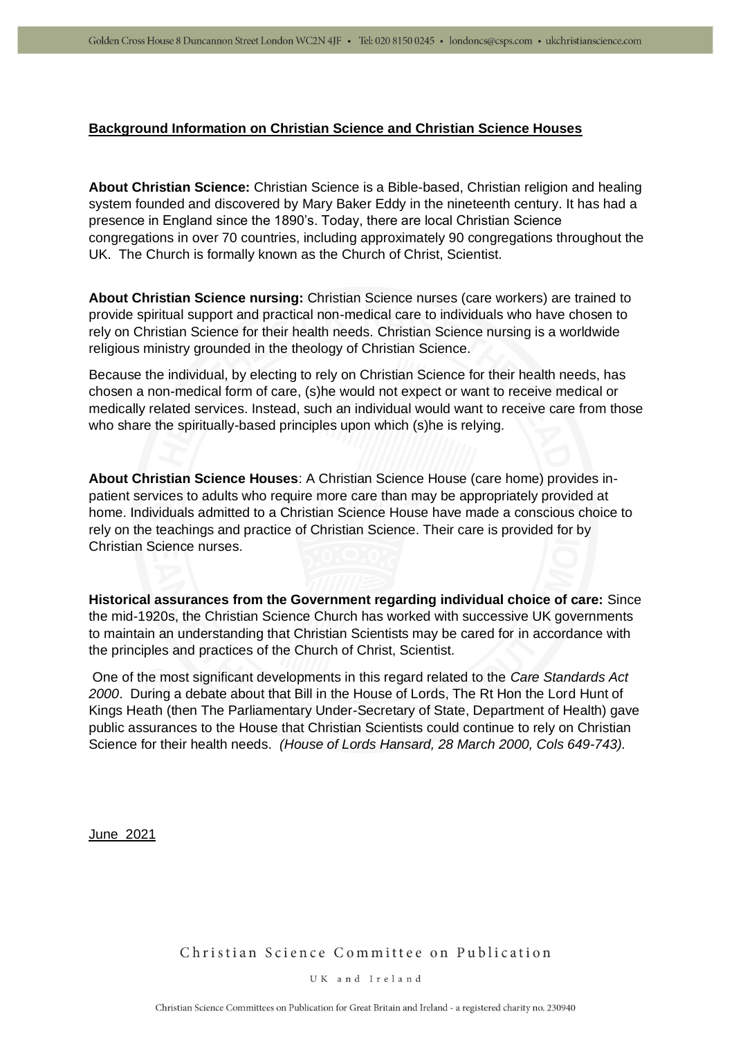**Background Information on Christian Science and Christian Science Houses**

**About Christian Science:** Christian Science is a Bible-based, Christian religion and healing system founded and discovered by Mary Baker Eddy in the nineteenth century. It has had a presence in England since the 1890's. Today, there are local Christian Science congregations in over 70 countries, including approximately 90 congregations throughout the UK. The Church is formally known as the Church of Christ, Scientist.

**About Christian Science nursing:** Christian Science nurses (care workers) are trained to provide spiritual support and practical non-medical care to individuals who have chosen to rely on Christian Science for their health needs. Christian Science nursing is a worldwide religious ministry grounded in the theology of Christian Science.

Because the individual, by electing to rely on Christian Science for their health needs, has chosen a non-medical form of care, (s)he would not expect or want to receive medical or medically related services. Instead, such an individual would want to receive care from those who share the spiritually-based principles upon which (s)he is relying.

**About Christian Science Houses**: A Christian Science House (care home) provides in-patient services to adults who require more care than may be appropriately provided at home. Individuals admitted to a Christian Science House have made a conscious choice to rely on the teachings and practice of Christian Science. Their care is provided for by Christian Science nurses.

**Historical assurances from the Government regarding individual choice of care:** Since the mid-1920s, the Christian Science Church has worked with successive UK governments to maintain an understanding that Christian Scientists may be cared for in accordance with the principles and practices of the Church of Christ, Scientist.

One of the most significant developments in this regard related to the *Care Standards Act 2000*. During a debate about that Bill in the House of Lords, The Rt Hon the Lord Hunt of Kings Heath (then The Parliamentary Under-Secretary of State, Department of Health) gave public assurances to the House that Christian Scientists could continue to rely on Christian Science for their health needs. *(House of Lords Hansard, 28 March 2000, Cols 649-743).*

June 2021

Christian Science Committee on Publication

UK and Ireland

Christian Science Committees on Publication for Great Britain and Ireland - a registered charity no. 230940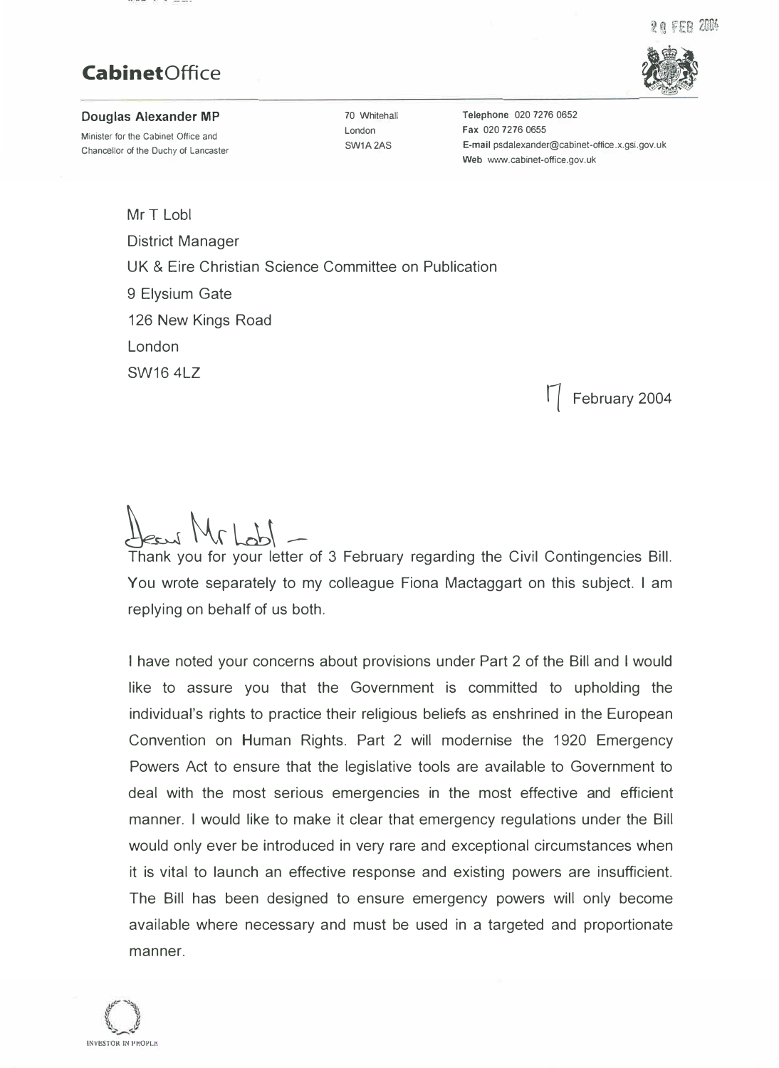29 FEB 2004

**CabinetOffice**

**Douglas Alexander MP**
Minister for the Cabinet Office and
Chancellor of the Duchy of Lancaster

70 Whitehall
London
SW1A 2AS

**Telephone** 020 7276 0652
**Fax** 020 7276 0655
**E-mail** psdalexander@cabinet-office.x.gsi.gov.uk
**Web** www.cabinet-office.gov.uk

Mr T Lobl
District Manager
UK & Eire Christian Science Committee on Publication
9 Elysium Gate
126 New Kings Road
London
SW16 4LZ

17 February 2004

Dear Mr Lobl –

Thank you for your letter of 3 February regarding the Civil Contingencies Bill. You wrote separately to my colleague Fiona Mactaggart on this subject. I am replying on behalf of us both.

I have noted your concerns about provisions under Part 2 of the Bill and I would like to assure you that the Government is committed to upholding the individual's rights to practice their religious beliefs as enshrined in the European Convention on Human Rights. Part 2 will modernise the 1920 Emergency Powers Act to ensure that the legislative tools are available to Government to deal with the most serious emergencies in the most effective and efficient manner. I would like to make it clear that emergency regulations under the Bill would only ever be introduced in very rare and exceptional circumstances when it is vital to launch an effective response and existing powers are insufficient. The Bill has been designed to ensure emergency powers will only become available where necessary and must be used in a targeted and proportionate manner.

INVESTOR IN PEOPLE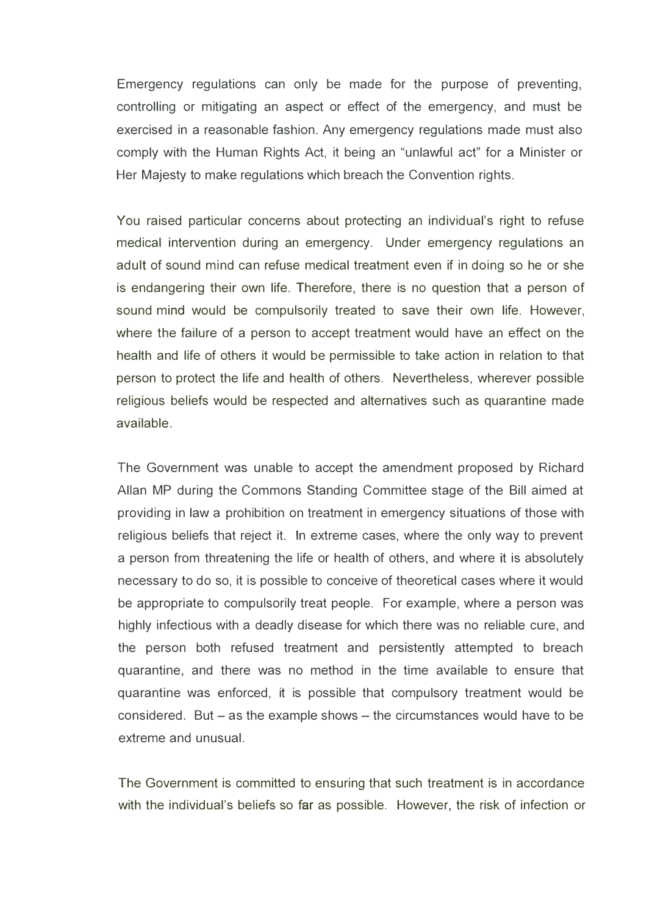Emergency regulations can only be made for the purpose of preventing, controlling or mitigating an aspect or effect of the emergency, and must be exercised in a reasonable fashion. Any emergency regulations made must also comply with the Human Rights Act, it being an "unlawful act" for a Minister or Her Majesty to make regulations which breach the Convention rights.

You raised particular concerns about protecting an individual's right to refuse medical intervention during an emergency. Under emergency regulations an adult of sound mind can refuse medical treatment even if in doing so he or she is endangering their own life. Therefore, there is no question that a person of sound mind would be compulsorily treated to save their own life. However, where the failure of a person to accept treatment would have an effect on the health and life of others it would be permissible to take action in relation to that person to protect the life and health of others. Nevertheless, wherever possible religious beliefs would be respected and alternatives such as quarantine made available.

The Government was unable to accept the amendment proposed by Richard Allan MP during the Commons Standing Committee stage of the Bill aimed at providing in law a prohibition on treatment in emergency situations of those with religious beliefs that reject it. In extreme cases, where the only way to prevent a person from threatening the life or health of others, and where it is absolutely necessary to do so, it is possible to conceive of theoretical cases where it would be appropriate to compulsorily treat people. For example, where a person was highly infectious with a deadly disease for which there was no reliable cure, and the person both refused treatment and persistently attempted to breach quarantine, and there was no method in the time available to ensure that quarantine was enforced, it is possible that compulsory treatment would be considered. But – as the example shows – the circumstances would have to be extreme and unusual.

The Government is committed to ensuring that such treatment is in accordance with the individual's beliefs so far as possible. However, the risk of infection or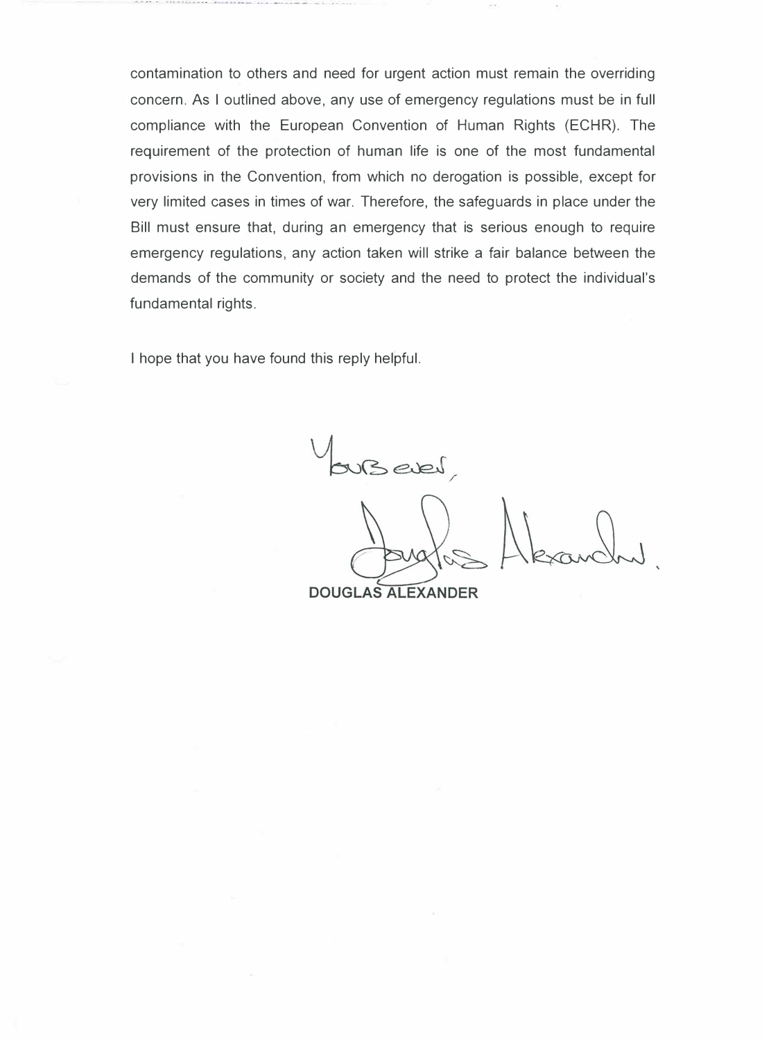contamination to others and need for urgent action must remain the overriding concern. As I outlined above, any use of emergency regulations must be in full compliance with the European Convention of Human Rights (ECHR). The requirement of the protection of human life is one of the most fundamental provisions in the Convention, from which no derogation is possible, except for very limited cases in times of war. Therefore, the safeguards in place under the Bill must ensure that, during an emergency that is serious enough to require emergency regulations, any action taken will strike a fair balance between the demands of the community or society and the need to protect the individual's fundamental rights.

I hope that you have found this reply helpful.

Yours ever,

Douglas Alexander.

**DOUGLAS ALEXANDER**